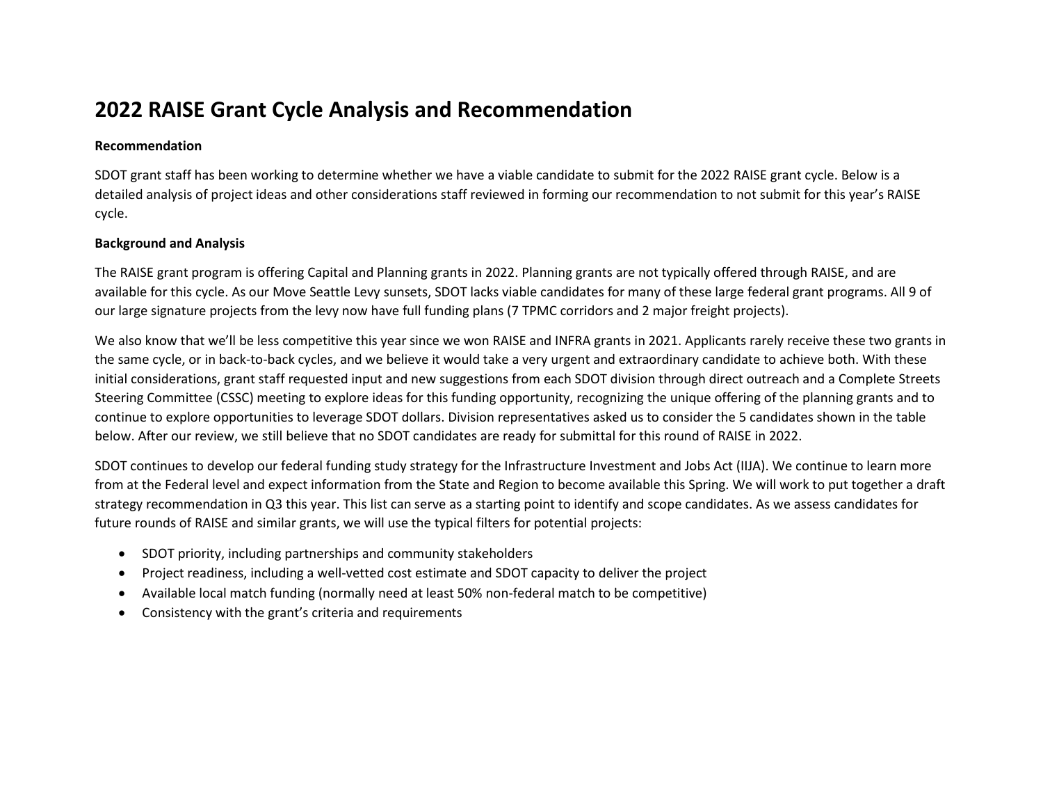# 2022 RAISE Grant Cycle Analysis and Recommendation

**Recommendation**

SDOT grant staff has been working to determine whether we have a viable candidate to submit for the 2022 RAISE grant cycle. Below is a detailed analysis of project ideas and other considerations staff reviewed in forming our recommendation to not submit for this year's RAISE cycle.

**Background and Analysis**

The RAISE grant program is offering Capital and Planning grants in 2022. Planning grants are not typically offered through RAISE, and are available for this cycle. As our Move Seattle Levy sunsets, SDOT lacks viable candidates for many of these large federal grant programs. All 9 of our large signature projects from the levy now have full funding plans (7 TPMC corridors and 2 major freight projects).

We also know that we'll be less competitive this year since we won RAISE and INFRA grants in 2021. Applicants rarely receive these two grants in the same cycle, or in back-to-back cycles, and we believe it would take a very urgent and extraordinary candidate to achieve both. With these initial considerations, grant staff requested input and new suggestions from each SDOT division through direct outreach and a Complete Streets Steering Committee (CSSC) meeting to explore ideas for this funding opportunity, recognizing the unique offering of the planning grants and to continue to explore opportunities to leverage SDOT dollars. Division representatives asked us to consider the 5 candidates shown in the table below. After our review, we still believe that no SDOT candidates are ready for submittal for this round of RAISE in 2022.

SDOT continues to develop our federal funding study strategy for the Infrastructure Investment and Jobs Act (IIJA). We continue to learn more from at the Federal level and expect information from the State and Region to become available this Spring. We will work to put together a draft strategy recommendation in Q3 this year. This list can serve as a starting point to identify and scope candidates. As we assess candidates for future rounds of RAISE and similar grants, we will use the typical filters for potential projects:

- SDOT priority, including partnerships and community stakeholders
- Project readiness, including a well-vetted cost estimate and SDOT capacity to deliver the project
- Available local match funding (normally need at least 50% non-federal match to be competitive)
- Consistency with the grant's criteria and requirements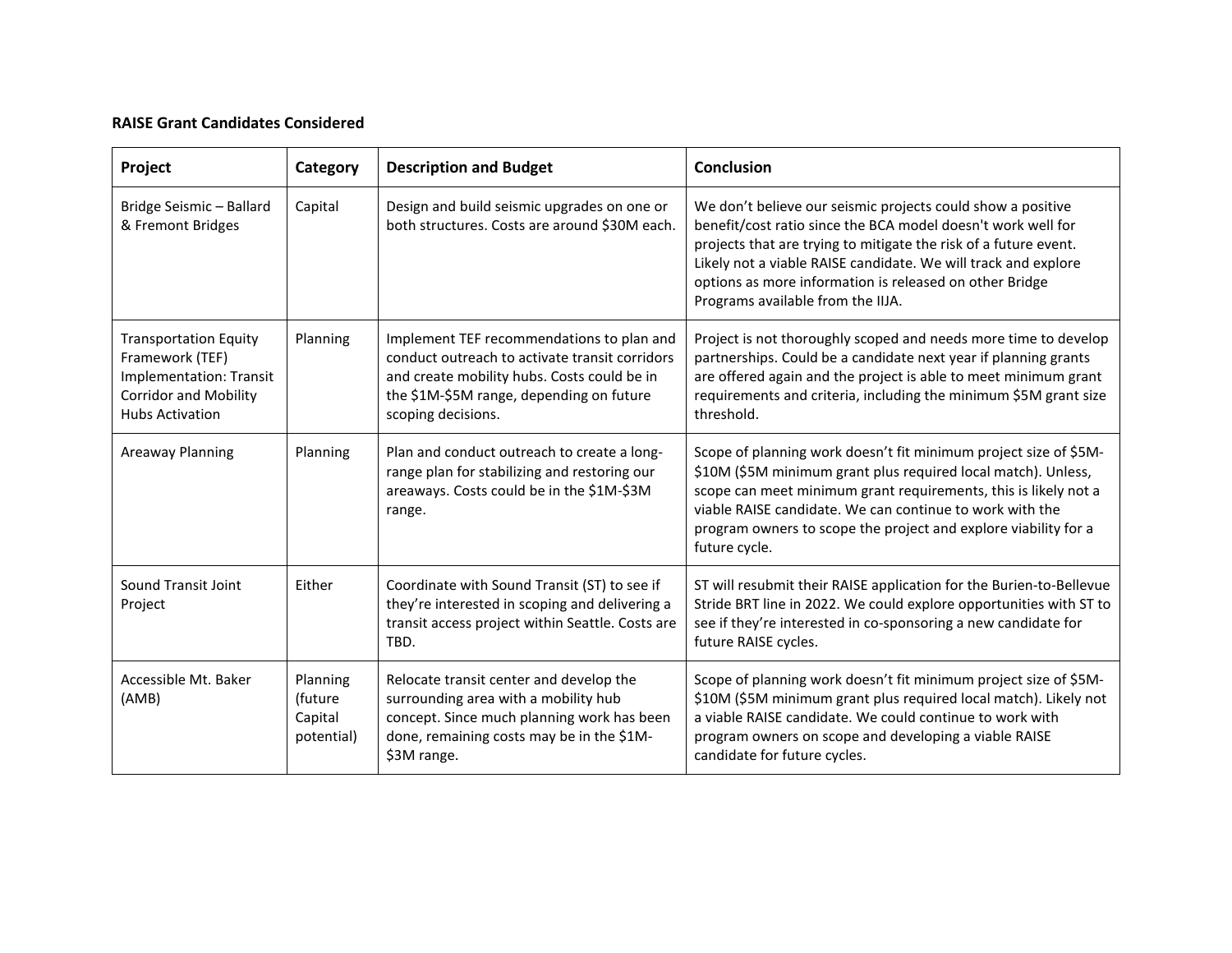**RAISE Grant Candidates Considered**

| Project | Category | Description and Budget | Conclusion |
|---|---|---|---|
| Bridge Seismic – Ballard & Fremont Bridges | Capital | Design and build seismic upgrades on one or both structures. Costs are around $30M each. | We don't believe our seismic projects could show a positive benefit/cost ratio since the BCA model doesn't work well for projects that are trying to mitigate the risk of a future event. Likely not a viable RAISE candidate. We will track and explore options as more information is released on other Bridge Programs available from the IIJA. |
| Transportation Equity Framework (TEF) Implementation: Transit Corridor and Mobility Hubs Activation | Planning | Implement TEF recommendations to plan and conduct outreach to activate transit corridors and create mobility hubs. Costs could be in the $1M-$5M range, depending on future scoping decisions. | Project is not thoroughly scoped and needs more time to develop partnerships. Could be a candidate next year if planning grants are offered again and the project is able to meet minimum grant requirements and criteria, including the minimum $5M grant size threshold. |
| Areaway Planning | Planning | Plan and conduct outreach to create a long-range plan for stabilizing and restoring our areaways. Costs could be in the $1M-$3M range. | Scope of planning work doesn't fit minimum project size of $5M-$10M ($5M minimum grant plus required local match). Unless, scope can meet minimum grant requirements, this is likely not a viable RAISE candidate. We can continue to work with the program owners to scope the project and explore viability for a future cycle. |
| Sound Transit Joint Project | Either | Coordinate with Sound Transit (ST) to see if they're interested in scoping and delivering a transit access project within Seattle. Costs are TBD. | ST will resubmit their RAISE application for the Burien-to-Bellevue Stride BRT line in 2022. We could explore opportunities with ST to see if they're interested in co-sponsoring a new candidate for future RAISE cycles. |
| Accessible Mt. Baker (AMB) | Planning (future Capital potential) | Relocate transit center and develop the surrounding area with a mobility hub concept. Since much planning work has been done, remaining costs may be in the $1M-$3M range. | Scope of planning work doesn't fit minimum project size of $5M-$10M ($5M minimum grant plus required local match). Likely not a viable RAISE candidate. We could continue to work with program owners on scope and developing a viable RAISE candidate for future cycles. |